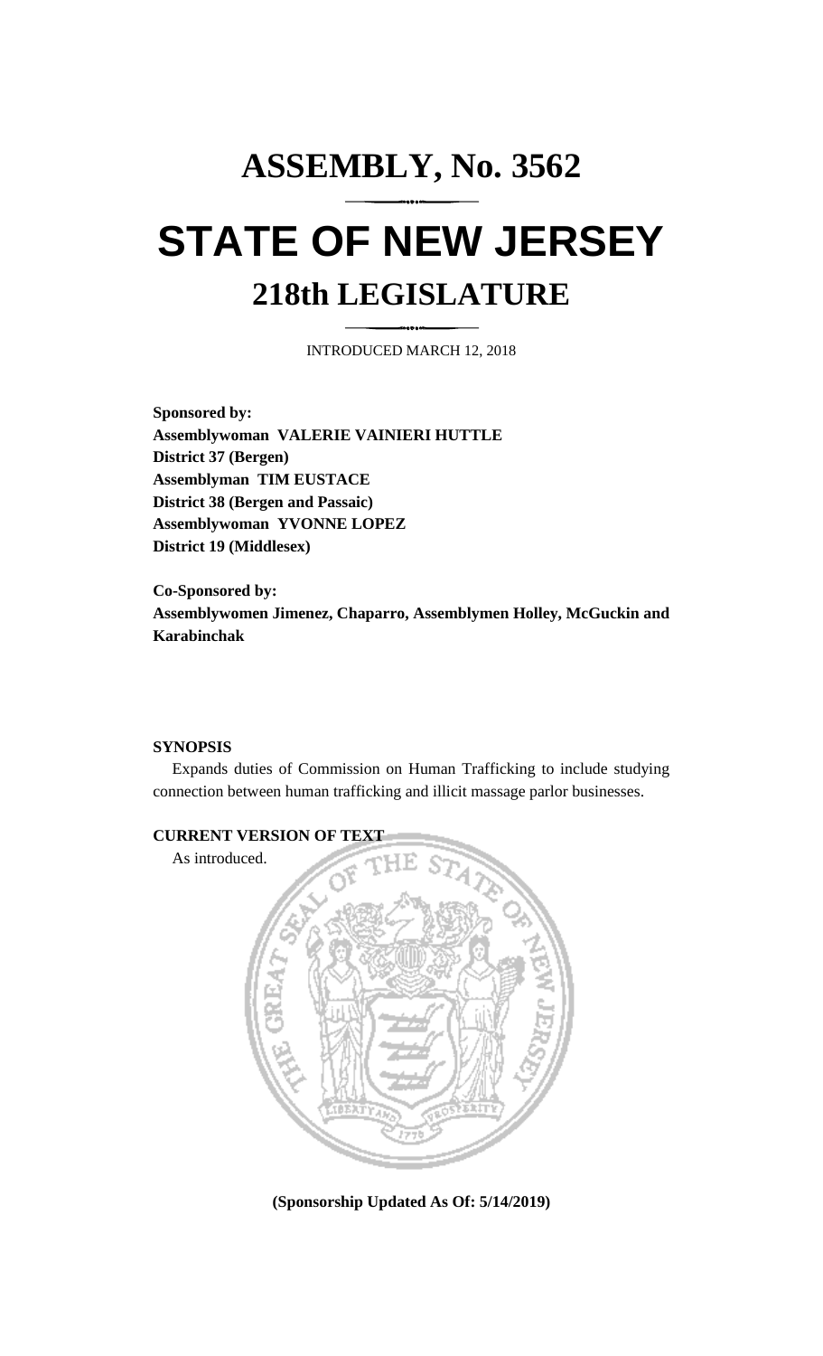# ASSEMBLY, No. 3562

# STATE OF NEW JERSEY

## 218th LEGISLATURE

INTRODUCED MARCH 12, 2018

**Sponsored by:**
**Assemblywoman VALERIE VAINIERI HUTTLE**
**District 37 (Bergen)**
**Assemblyman TIM EUSTACE**
**District 38 (Bergen and Passaic)**
**Assemblywoman YVONNE LOPEZ**
**District 19 (Middlesex)**

**Co-Sponsored by:**
**Assemblywomen Jimenez, Chaparro, Assemblymen Holley, McGuckin and Karabinchak**

**SYNOPSIS**

Expands duties of Commission on Human Trafficking to include studying connection between human trafficking and illicit massage parlor businesses.

**CURRENT VERSION OF TEXT**

As introduced.

**(Sponsorship Updated As Of: 5/14/2019)**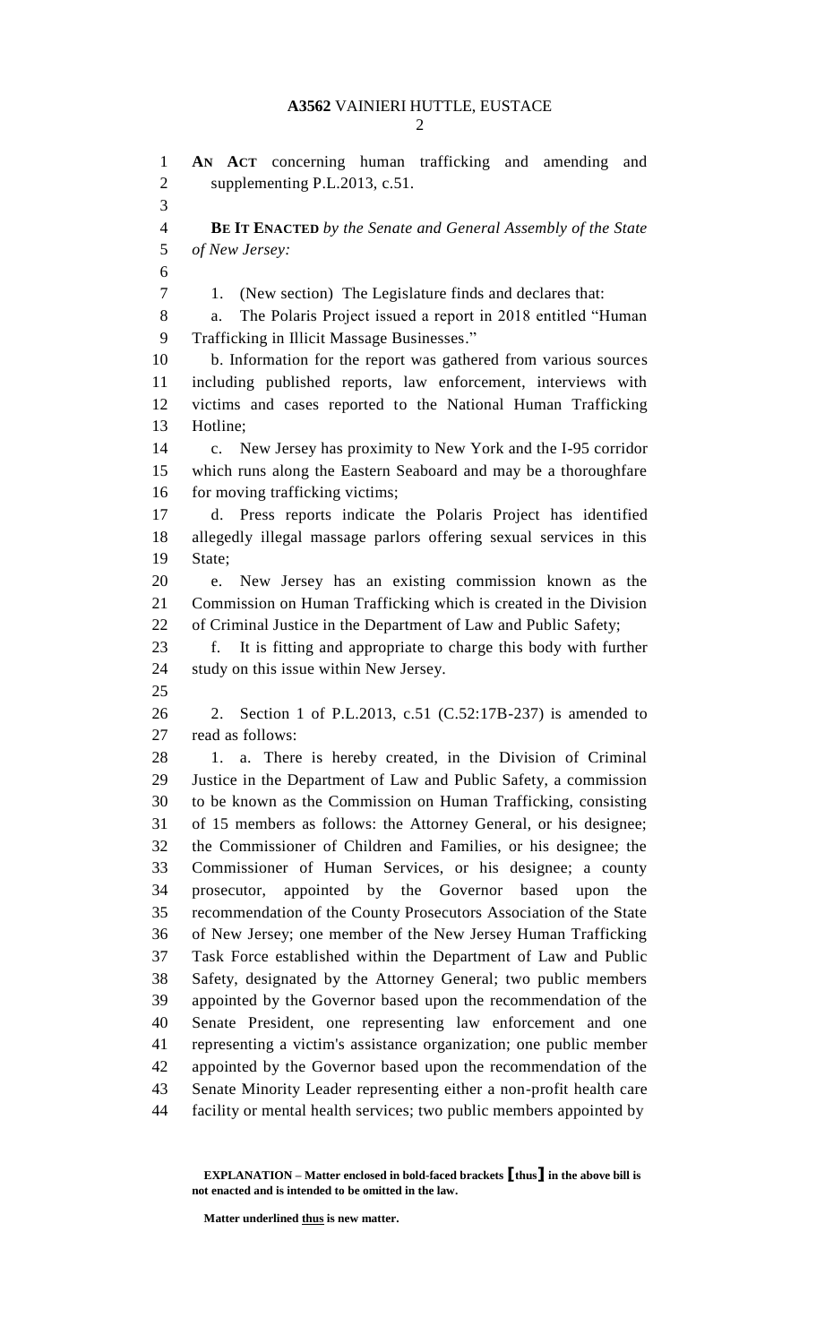**AN ACT** concerning human trafficking and amending and supplementing P.L.2013, c.51.

**BE IT ENACTED** *by the Senate and General Assembly of the State of New Jersey:*

1. (New section) The Legislature finds and declares that:

a. The Polaris Project issued a report in 2018 entitled "Human Trafficking in Illicit Massage Businesses."

b. Information for the report was gathered from various sources including published reports, law enforcement, interviews with victims and cases reported to the National Human Trafficking Hotline;

c. New Jersey has proximity to New York and the I-95 corridor which runs along the Eastern Seaboard and may be a thoroughfare for moving trafficking victims;

d. Press reports indicate the Polaris Project has identified allegedly illegal massage parlors offering sexual services in this State;

e. New Jersey has an existing commission known as the Commission on Human Trafficking which is created in the Division of Criminal Justice in the Department of Law and Public Safety;

f. It is fitting and appropriate to charge this body with further study on this issue within New Jersey.

2. Section 1 of P.L.2013, c.51 (C.52:17B-237) is amended to read as follows:

1. a. There is hereby created, in the Division of Criminal Justice in the Department of Law and Public Safety, a commission to be known as the Commission on Human Trafficking, consisting of 15 members as follows: the Attorney General, or his designee; the Commissioner of Children and Families, or his designee; the Commissioner of Human Services, or his designee; a county prosecutor, appointed by the Governor based upon the recommendation of the County Prosecutors Association of the State of New Jersey; one member of the New Jersey Human Trafficking Task Force established within the Department of Law and Public Safety, designated by the Attorney General; two public members appointed by the Governor based upon the recommendation of the Senate President, one representing law enforcement and one representing a victim's assistance organization; one public member appointed by the Governor based upon the recommendation of the Senate Minority Leader representing either a non-profit health care facility or mental health services; two public members appointed by

**EXPLANATION – Matter enclosed in bold-faced brackets [thus] in the above bill is not enacted and is intended to be omitted in the law.**

**Matter underlined thus is new matter.**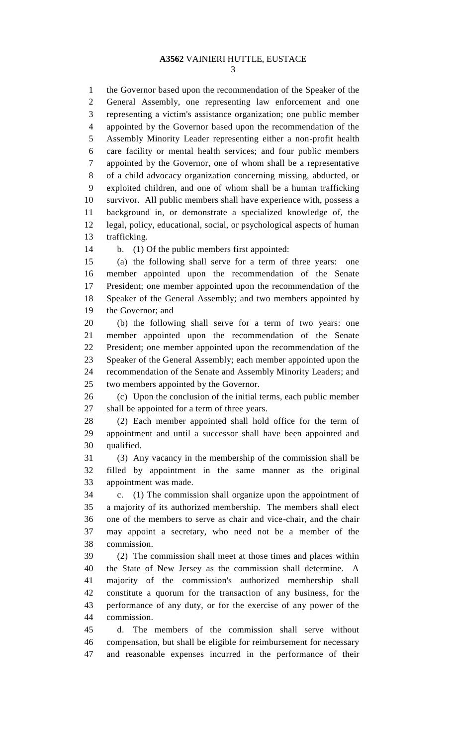the Governor based upon the recommendation of the Speaker of the General Assembly, one representing law enforcement and one representing a victim's assistance organization; one public member appointed by the Governor based upon the recommendation of the Assembly Minority Leader representing either a non-profit health care facility or mental health services; and four public members appointed by the Governor, one of whom shall be a representative of a child advocacy organization concerning missing, abducted, or exploited children, and one of whom shall be a human trafficking survivor. All public members shall have experience with, possess a background in, or demonstrate a specialized knowledge of, the legal, policy, educational, social, or psychological aspects of human trafficking.

b. (1) Of the public members first appointed:

(a) the following shall serve for a term of three years: one member appointed upon the recommendation of the Senate President; one member appointed upon the recommendation of the Speaker of the General Assembly; and two members appointed by the Governor; and

(b) the following shall serve for a term of two years: one member appointed upon the recommendation of the Senate President; one member appointed upon the recommendation of the Speaker of the General Assembly; each member appointed upon the recommendation of the Senate and Assembly Minority Leaders; and two members appointed by the Governor.

(c) Upon the conclusion of the initial terms, each public member shall be appointed for a term of three years.

(2) Each member appointed shall hold office for the term of appointment and until a successor shall have been appointed and qualified.

(3) Any vacancy in the membership of the commission shall be filled by appointment in the same manner as the original appointment was made.

c. (1) The commission shall organize upon the appointment of a majority of its authorized membership. The members shall elect one of the members to serve as chair and vice-chair, and the chair may appoint a secretary, who need not be a member of the commission.

(2) The commission shall meet at those times and places within the State of New Jersey as the commission shall determine. A majority of the commission's authorized membership shall constitute a quorum for the transaction of any business, for the performance of any duty, or for the exercise of any power of the commission.

d. The members of the commission shall serve without compensation, but shall be eligible for reimbursement for necessary and reasonable expenses incurred in the performance of their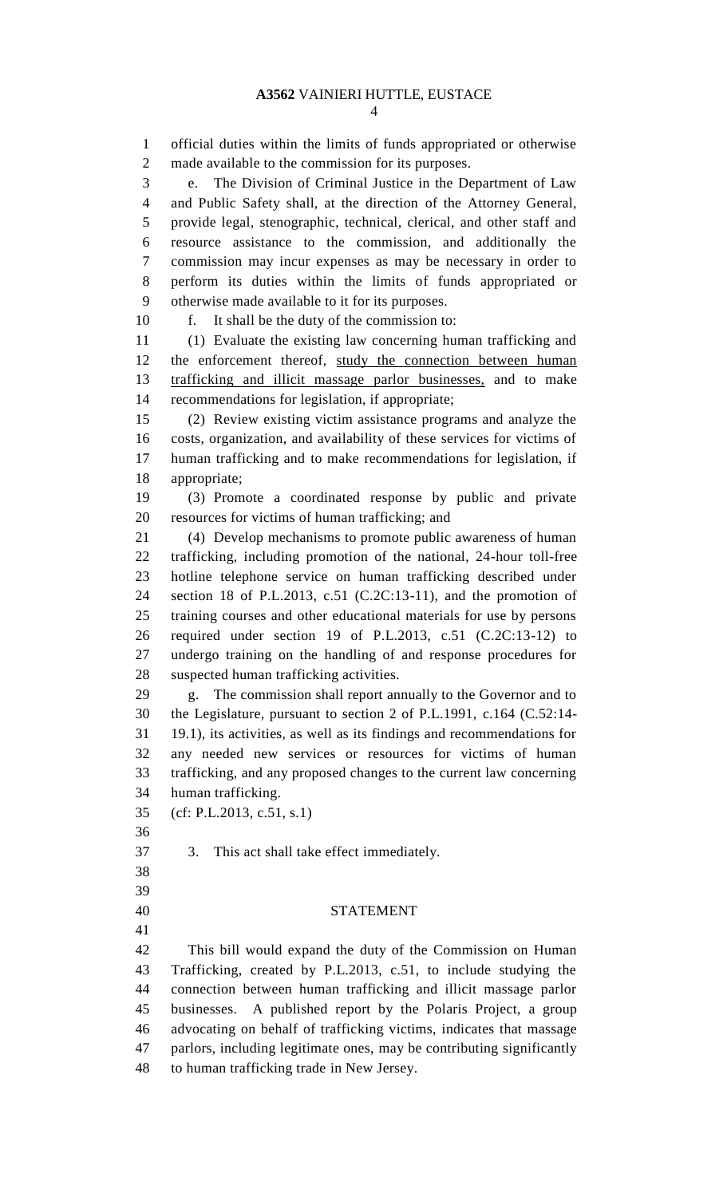official duties within the limits of funds appropriated or otherwise made available to the commission for its purposes.

e. The Division of Criminal Justice in the Department of Law and Public Safety shall, at the direction of the Attorney General, provide legal, stenographic, technical, clerical, and other staff and resource assistance to the commission, and additionally the commission may incur expenses as may be necessary in order to perform its duties within the limits of funds appropriated or otherwise made available to it for its purposes.

f. It shall be the duty of the commission to:

(1) Evaluate the existing law concerning human trafficking and the enforcement thereof, <u>study the connection between human trafficking and illicit massage parlor businesses,</u> and to make recommendations for legislation, if appropriate;

(2) Review existing victim assistance programs and analyze the costs, organization, and availability of these services for victims of human trafficking and to make recommendations for legislation, if appropriate;

(3) Promote a coordinated response by public and private resources for victims of human trafficking; and

(4) Develop mechanisms to promote public awareness of human trafficking, including promotion of the national, 24-hour toll-free hotline telephone service on human trafficking described under section 18 of P.L.2013, c.51 (C.2C:13-11), and the promotion of training courses and other educational materials for use by persons required under section 19 of P.L.2013, c.51 (C.2C:13-12) to undergo training on the handling of and response procedures for suspected human trafficking activities.

g. The commission shall report annually to the Governor and to the Legislature, pursuant to section 2 of P.L.1991, c.164 (C.52:14-19.1), its activities, as well as its findings and recommendations for any needed new services or resources for victims of human trafficking, and any proposed changes to the current law concerning human trafficking.

(cf: P.L.2013, c.51, s.1)

3. This act shall take effect immediately.

## STATEMENT

This bill would expand the duty of the Commission on Human Trafficking, created by P.L.2013, c.51, to include studying the connection between human trafficking and illicit massage parlor businesses. A published report by the Polaris Project, a group advocating on behalf of trafficking victims, indicates that massage parlors, including legitimate ones, may be contributing significantly to human trafficking trade in New Jersey.